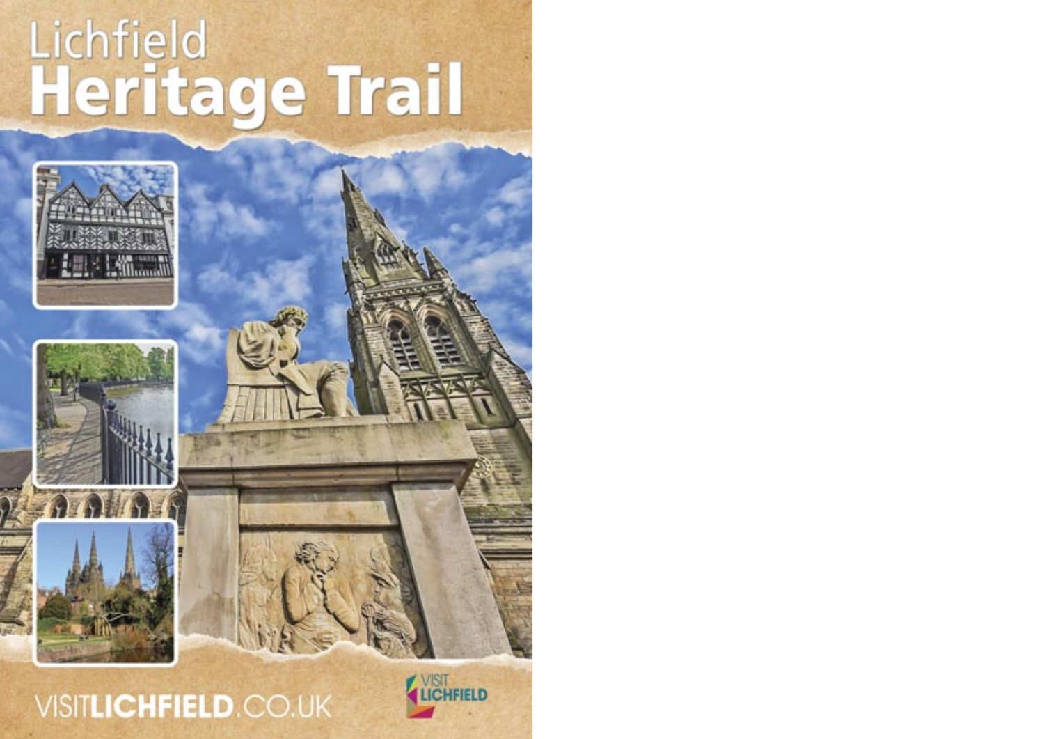# Lichfield Heritage Trail

VISITLICHFIELD.CO.UK

VISIT LICHFIELD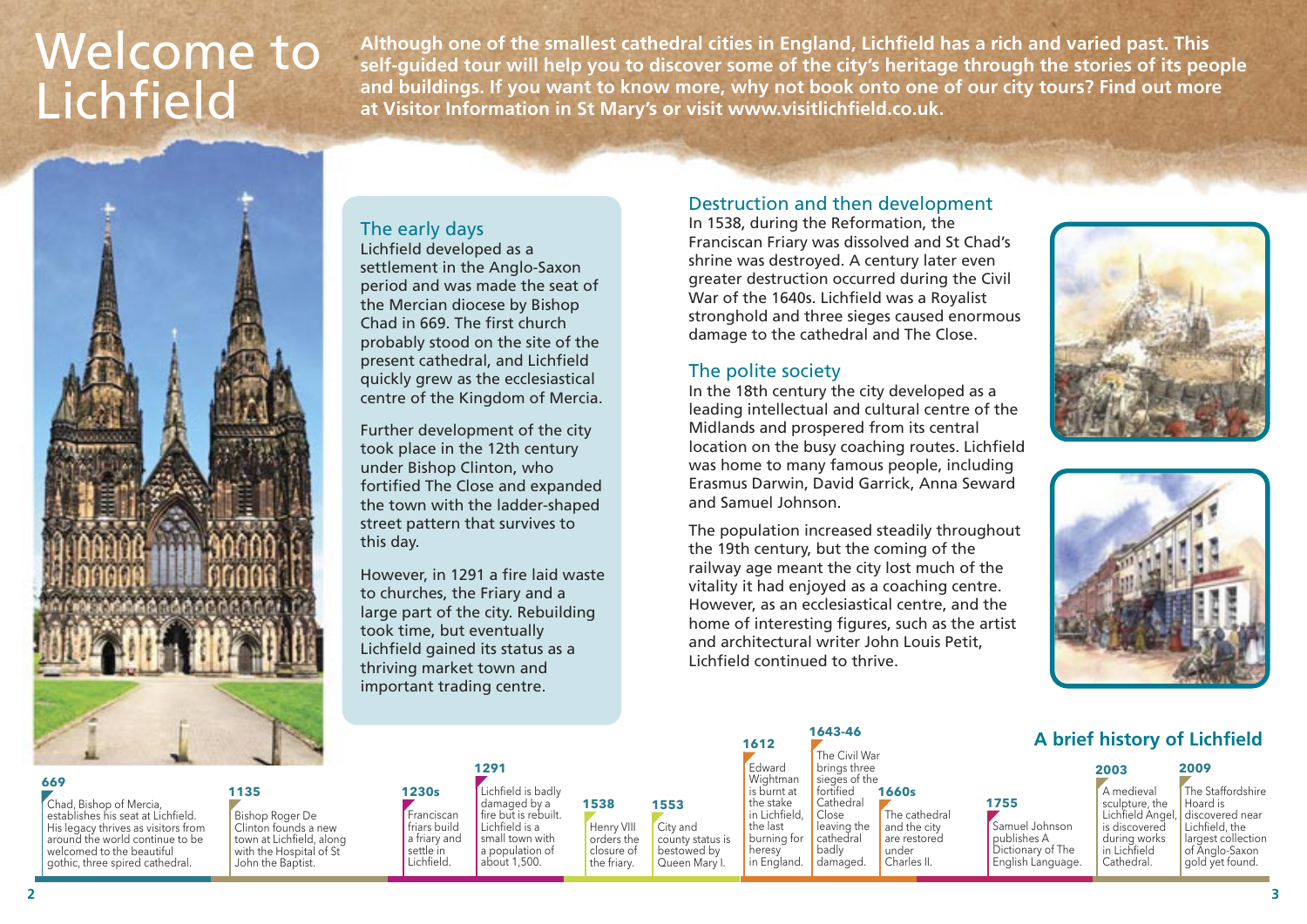# Welcome to Lichfield

**Although one of the smallest cathedral cities in England, Lichfield has a rich and varied past. This self-guided tour will help you to discover some of the city's heritage through the stories of its people and buildings. If you want to know more, why not book onto one of our city tours? Find out more at Visitor Information in St Mary's or visit www.visitlichfield.co.uk.**

## The early days

Lichfield developed as a settlement in the Anglo-Saxon period and was made the seat of the Mercian diocese by Bishop Chad in 669. The first church probably stood on the site of the present cathedral, and Lichfield quickly grew as the ecclesiastical centre of the Kingdom of Mercia.

Further development of the city took place in the 12th century under Bishop Clinton, who fortified The Close and expanded the town with the ladder-shaped street pattern that survives to this day.

However, in 1291 a fire laid waste to churches, the Friary and a large part of the city. Rebuilding took time, but eventually Lichfield gained its status as a thriving market town and important trading centre.

## Destruction and then development

In 1538, during the Reformation, the Franciscan Friary was dissolved and St Chad's shrine was destroyed. A century later even greater destruction occurred during the Civil War of the 1640s. Lichfield was a Royalist stronghold and three sieges caused enormous damage to the cathedral and The Close.

## The polite society

In the 18th century the city developed as a leading intellectual and cultural centre of the Midlands and prospered from its central location on the busy coaching routes. Lichfield was home to many famous people, including Erasmus Darwin, David Garrick, Anna Seward and Samuel Johnson.

The population increased steadily throughout the 19th century, but the coming of the railway age meant the city lost much of the vitality it had enjoyed as a coaching centre. However, as an ecclesiastical centre, and the home of interesting figures, such as the artist and architectural writer John Louis Petit, Lichfield continued to thrive.

## A brief history of Lichfield

**669** – Chad, Bishop of Mercia, establishes his seat at Lichfield. His legacy thrives as visitors from around the world continue to be welcomed to the beautiful gothic, three spired cathedral.

**1135** – Bishop Roger De Clinton founds a new town at Lichfield, along with the Hospital of St John the Baptist.

**1230s** – Franciscan friars build a friary and settle in Lichfield.

**1291** – Lichfield is badly damaged by a fire but is rebuilt. Lichfield is a small town with a population of about 1,500.

**1538** – Henry VIII orders the closure of the friary.

**1553** – City and county status is bestowed by Queen Mary I.

**1612** – Edward Wightman is burnt at the stake in Lichfield, the last burning for heresy in England.

**1643-46** – The Civil War brings three sieges of the fortified Cathedral Close leaving the cathedral badly damaged.

**1660s** – The cathedral and the city are restored under Charles II.

**1755** – Samuel Johnson publishes A Dictionary of The English Language.

**2003** – A medieval sculpture, the Lichfield Angel, is discovered during works in Lichfield Cathedral.

**2009** – The Staffordshire Hoard is discovered near Lichfield, the largest collection of Anglo-Saxon gold yet found.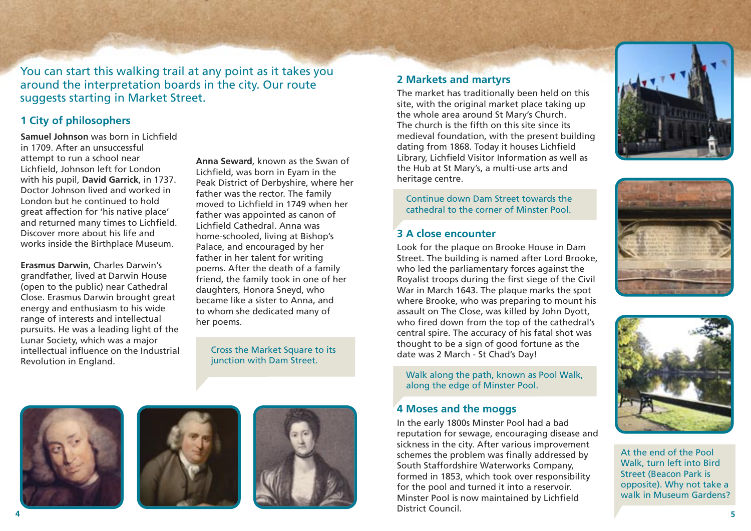You can start this walking trail at any point as it takes you around the interpretation boards in the city. Our route suggests starting in Market Street.

## 1 City of philosophers

**Samuel Johnson** was born in Lichfield in 1709. After an unsuccessful attempt to run a school near Lichfield, Johnson left for London with his pupil, **David Garrick**, in 1737. Doctor Johnson lived and worked in London but he continued to hold great affection for 'his native place' and returned many times to Lichfield. Discover more about his life and works inside the Birthplace Museum.

**Erasmus Darwin**, Charles Darwin's grandfather, lived at Darwin House (open to the public) near Cathedral Close. Erasmus Darwin brought great energy and enthusiasm to his wide range of interests and intellectual pursuits. He was a leading light of the Lunar Society, which was a major intellectual influence on the Industrial Revolution in England.

**Anna Seward**, known as the Swan of Lichfield, was born in Eyam in the Peak District of Derbyshire, where her father was the rector. The family moved to Lichfield in 1749 when her father was appointed as canon of Lichfield Cathedral. Anna was home-schooled, living at Bishop's Palace, and encouraged by her father in her talent for writing poems. After the death of a family friend, the family took in one of her daughters, Honora Sneyd, who became like a sister to Anna, and to whom she dedicated many of her poems.

Cross the Market Square to its junction with Dam Street.

## 2 Markets and martyrs

The market has traditionally been held on this site, with the original market place taking up the whole area around St Mary's Church. The church is the fifth on this site since its medieval foundation, with the present building dating from 1868. Today it houses Lichfield Library, Lichfield Visitor Information as well as the Hub at St Mary's, a multi-use arts and heritage centre.

Continue down Dam Street towards the cathedral to the corner of Minster Pool.

## 3 A close encounter

Look for the plaque on Brooke House in Dam Street. The building is named after Lord Brooke, who led the parliamentary forces against the Royalist troops during the first siege of the Civil War in March 1643. The plaque marks the spot where Brooke, who was preparing to mount his assault on The Close, was killed by John Dyott, who fired down from the top of the cathedral's central spire. The accuracy of his fatal shot was thought to be a sign of good fortune as the date was 2 March - St Chad's Day!

Walk along the path, known as Pool Walk, along the edge of Minster Pool.

## 4 Moses and the moggs

In the early 1800s Minster Pool had a bad reputation for sewage, encouraging disease and sickness in the city. After various improvement schemes the problem was finally addressed by South Staffordshire Waterworks Company, formed in 1853, which took over responsibility for the pool and turned it into a reservoir. Minster Pool is now maintained by Lichfield District Council.

At the end of the Pool Walk, turn left into Bird Street (Beacon Park is opposite). Why not take a walk in Museum Gardens?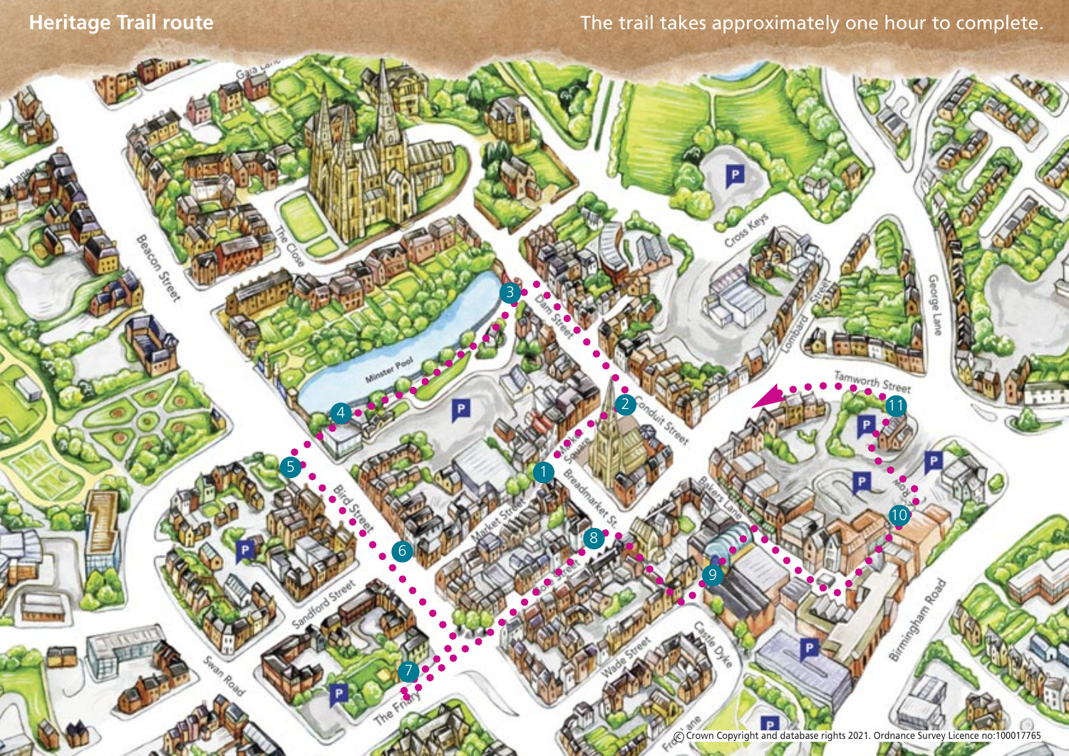# Heritage Trail route

The trail takes approximately one hour to complete.

© Crown Copyright and database rights 2021. Ordnance Survey Licence no:100017765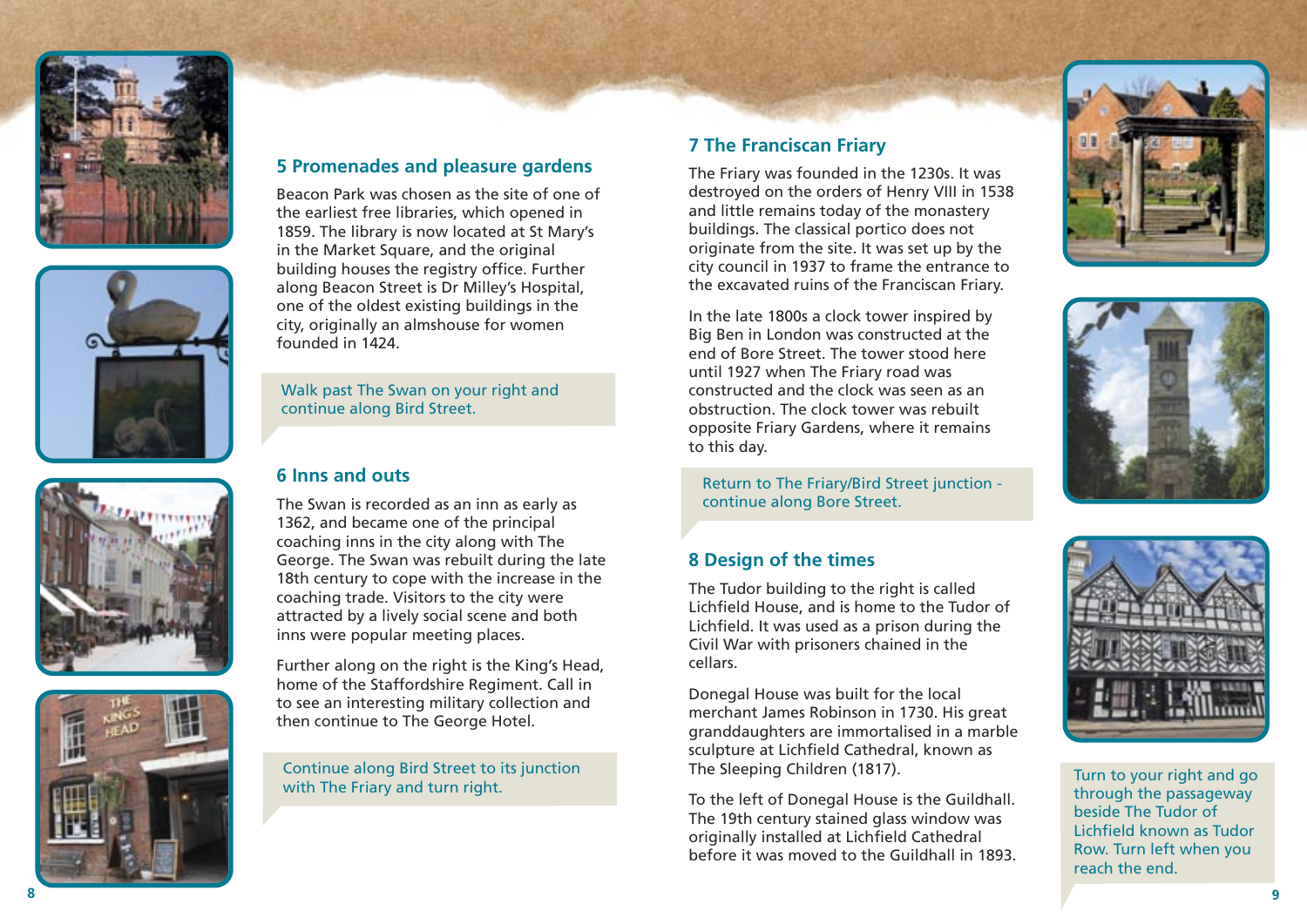## 5 Promenades and pleasure gardens

Beacon Park was chosen as the site of one of the earliest free libraries, which opened in 1859. The library is now located at St Mary's in the Market Square, and the original building houses the registry office. Further along Beacon Street is Dr Milley's Hospital, one of the oldest existing buildings in the city, originally an almshouse for women founded in 1424.

Walk past The Swan on your right and continue along Bird Street.

## 6 Inns and outs

The Swan is recorded as an inn as early as 1362, and became one of the principal coaching inns in the city along with The George. The Swan was rebuilt during the late 18th century to cope with the increase in the coaching trade. Visitors to the city were attracted by a lively social scene and both inns were popular meeting places.

Further along on the right is the King's Head, home of the Staffordshire Regiment. Call in to see an interesting military collection and then continue to The George Hotel.

Continue along Bird Street to its junction with The Friary and turn right.

## 7 The Franciscan Friary

The Friary was founded in the 1230s. It was destroyed on the orders of Henry VIII in 1538 and little remains today of the monastery buildings. The classical portico does not originate from the site. It was set up by the city council in 1937 to frame the entrance to the excavated ruins of the Franciscan Friary.

In the late 1800s a clock tower inspired by Big Ben in London was constructed at the end of Bore Street. The tower stood here until 1927 when The Friary road was constructed and the clock was seen as an obstruction. The clock tower was rebuilt opposite Friary Gardens, where it remains to this day.

Return to The Friary/Bird Street junction - continue along Bore Street.

## 8 Design of the times

The Tudor building to the right is called Lichfield House, and is home to the Tudor of Lichfield. It was used as a prison during the Civil War with prisoners chained in the cellars.

Donegal House was built for the local merchant James Robinson in 1730. His great granddaughters are immortalised in a marble sculpture at Lichfield Cathedral, known as The Sleeping Children (1817).

To the left of Donegal House is the Guildhall. The 19th century stained glass window was originally installed at Lichfield Cathedral before it was moved to the Guildhall in 1893.

Turn to your right and go through the passageway beside The Tudor of Lichfield known as Tudor Row. Turn left when you reach the end.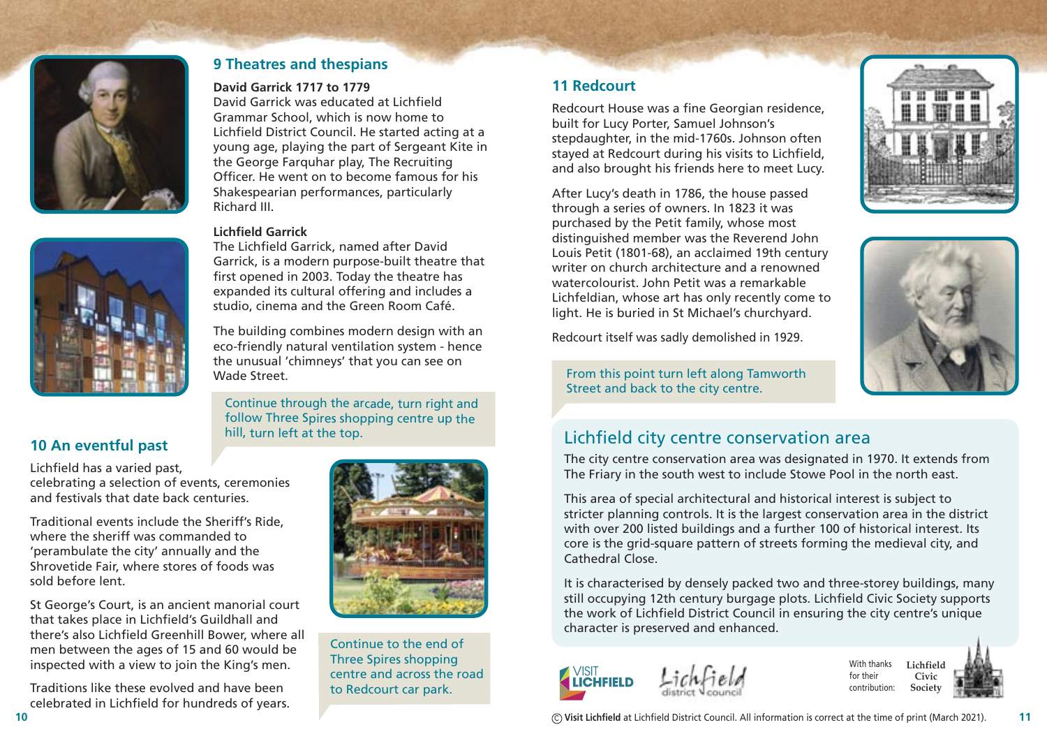## 9 Theatres and thespians

**David Garrick 1717 to 1779**

David Garrick was educated at Lichfield Grammar School, which is now home to Lichfield District Council. He started acting at a young age, playing the part of Sergeant Kite in the George Farquhar play, The Recruiting Officer. He went on to become famous for his Shakespearian performances, particularly Richard III.

**Lichfield Garrick**

The Lichfield Garrick, named after David Garrick, is a modern purpose-built theatre that first opened in 2003. Today the theatre has expanded its cultural offering and includes a studio, cinema and the Green Room Café.

The building combines modern design with an eco-friendly natural ventilation system - hence the unusual 'chimneys' that you can see on Wade Street.

Continue through the arcade, turn right and follow Three Spires shopping centre up the hill, turn left at the top.

## 10 An eventful past

Lichfield has a varied past, celebrating a selection of events, ceremonies and festivals that date back centuries.

Traditional events include the Sheriff's Ride, where the sheriff was commanded to 'perambulate the city' annually and the Shrovetide Fair, where stores of foods was sold before lent.

St George's Court, is an ancient manorial court that takes place in Lichfield's Guildhall and there's also Lichfield Greenhill Bower, where all men between the ages of 15 and 60 would be inspected with a view to join the King's men.

Traditions like these evolved and have been celebrated in Lichfield for hundreds of years.

Continue to the end of Three Spires shopping centre and across the road to Redcourt car park.

## 11 Redcourt

Redcourt House was a fine Georgian residence, built for Lucy Porter, Samuel Johnson's stepdaughter, in the mid-1760s. Johnson often stayed at Redcourt during his visits to Lichfield, and also brought his friends here to meet Lucy.

After Lucy's death in 1786, the house passed through a series of owners. In 1823 it was purchased by the Petit family, whose most distinguished member was the Reverend John Louis Petit (1801-68), an acclaimed 19th century writer on church architecture and a renowned watercolourist. John Petit was a remarkable Lichfeldian, whose art has only recently come to light. He is buried in St Michael's churchyard.

Redcourt itself was sadly demolished in 1929.

From this point turn left along Tamworth Street and back to the city centre.

## Lichfield city centre conservation area

The city centre conservation area was designated in 1970. It extends from The Friary in the south west to include Stowe Pool in the north east.

This area of special architectural and historical interest is subject to stricter planning controls. It is the largest conservation area in the district with over 200 listed buildings and a further 100 of historical interest. Its core is the grid-square pattern of streets forming the medieval city, and Cathedral Close.

It is characterised by densely packed two and three-storey buildings, many still occupying 12th century burgage plots. Lichfield Civic Society supports the work of Lichfield District Council in ensuring the city centre's unique character is preserved and enhanced.

VISIT LICHFIELD | Lichfield district council | With thanks for their contribution: Lichfield Civic Society

© **Visit Lichfield** at Lichfield District Council. All information is correct at the time of print (March 2021).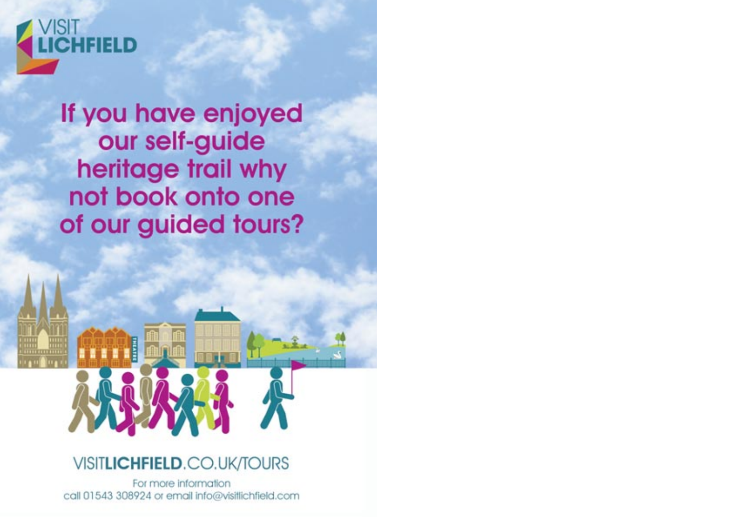VISIT LICHFIELD

# If you have enjoyed our self-guide heritage trail why not book onto one of our guided tours?

VISITLICHFIELD.CO.UK/TOURS

For more information call 01543 308924 or email info@visitlichfield.com